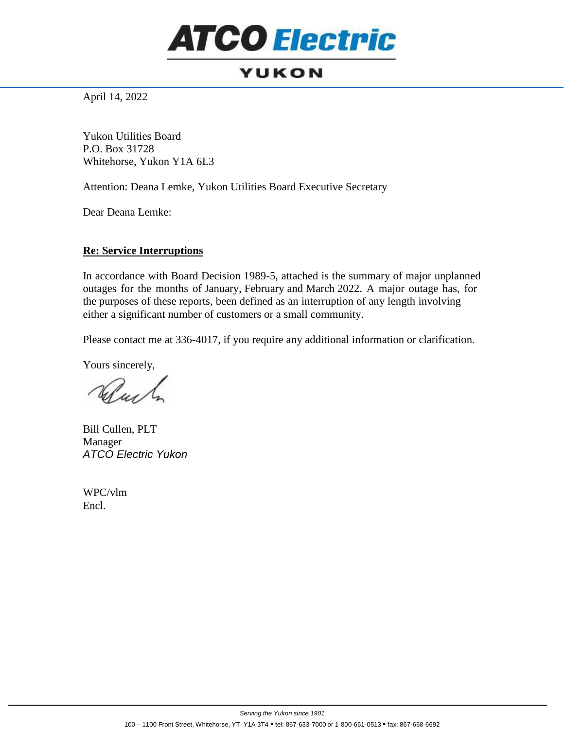# ATCO Electric

## YUKON

April 14, 2022

Yukon Utilities Board
P.O. Box 31728
Whitehorse, Yukon Y1A 6L3

Attention: Deana Lemke, Yukon Utilities Board Executive Secretary

Dear Deana Lemke:

**Re: Service Interruptions**

In accordance with Board Decision 1989-5, attached is the summary of major unplanned outages for the months of January, February and March 2022. A major outage has, for the purposes of these reports, been defined as an interruption of any length involving either a significant number of customers or a small community.

Please contact me at 336-4017, if you require any additional information or clarification.

Yours sincerely,

Bill Cullen, PLT
Manager
*ATCO Electric Yukon*

WPC/vlm
Encl.

*Serving the Yukon since 1901*

100 – 1100 Front Street, Whitehorse, YT Y1A 3T4 • tel: 867-633-7000 or 1-800-661-0513 • fax: 867-668-6692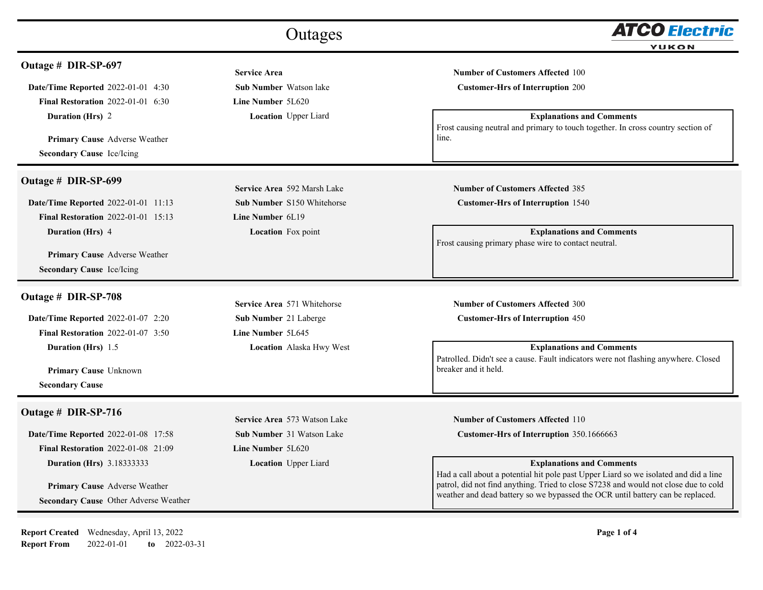# Outages

## Outage # DIR-SP-697

**Date/Time Reported** 2022-01-01 4:30
**Final Restoration** 2022-01-01 6:30
**Duration (Hrs)** 2

**Primary Cause** Adverse Weather
**Secondary Cause** Ice/Icing

**Service Area**
**Sub Number** Watson lake
**Line Number** 5L620
**Location** Upper Liard

**Number of Customers Affected** 100
**Customer-Hrs of Interruption** 200

**Explanations and Comments**
Frost causing neutral and primary to touch together. In cross country section of line.

## Outage # DIR-SP-699

**Date/Time Reported** 2022-01-01 11:13
**Final Restoration** 2022-01-01 15:13
**Duration (Hrs)** 4

**Primary Cause** Adverse Weather
**Secondary Cause** Ice/Icing

**Service Area** 592 Marsh Lake
**Sub Number** S150 Whitehorse
**Line Number** 6L19
**Location** Fox point

**Number of Customers Affected** 385
**Customer-Hrs of Interruption** 1540

**Explanations and Comments**
Frost causing primary phase wire to contact neutral.

## Outage # DIR-SP-708

**Date/Time Reported** 2022-01-07 2:20
**Final Restoration** 2022-01-07 3:50
**Duration (Hrs)** 1.5

**Primary Cause** Unknown
**Secondary Cause**

**Service Area** 571 Whitehorse
**Sub Number** 21 Laberge
**Line Number** 5L645
**Location** Alaska Hwy West

**Number of Customers Affected** 300
**Customer-Hrs of Interruption** 450

**Explanations and Comments**
Patrolled. Didn't see a cause. Fault indicators were not flashing anywhere. Closed breaker and it held.

## Outage # DIR-SP-716

**Date/Time Reported** 2022-01-08 17:58
**Final Restoration** 2022-01-08 21:09
**Duration (Hrs)** 3.18333333

**Primary Cause** Adverse Weather
**Secondary Cause** Other Adverse Weather

**Service Area** 573 Watson Lake
**Sub Number** 31 Watson Lake
**Line Number** 5L620
**Location** Upper Liard

**Number of Customers Affected** 110
**Customer-Hrs of Interruption** 350.1666663

**Explanations and Comments**
Had a call about a potential hit pole past Upper Liard so we isolated and did a line patrol, did not find anything. Tried to close S7238 and would not close due to cold weather and dead battery so we bypassed the OCR until battery can be replaced.

**Report Created** Wednesday, April 13, 2022
**Report From** 2022-01-01 **to** 2022-03-31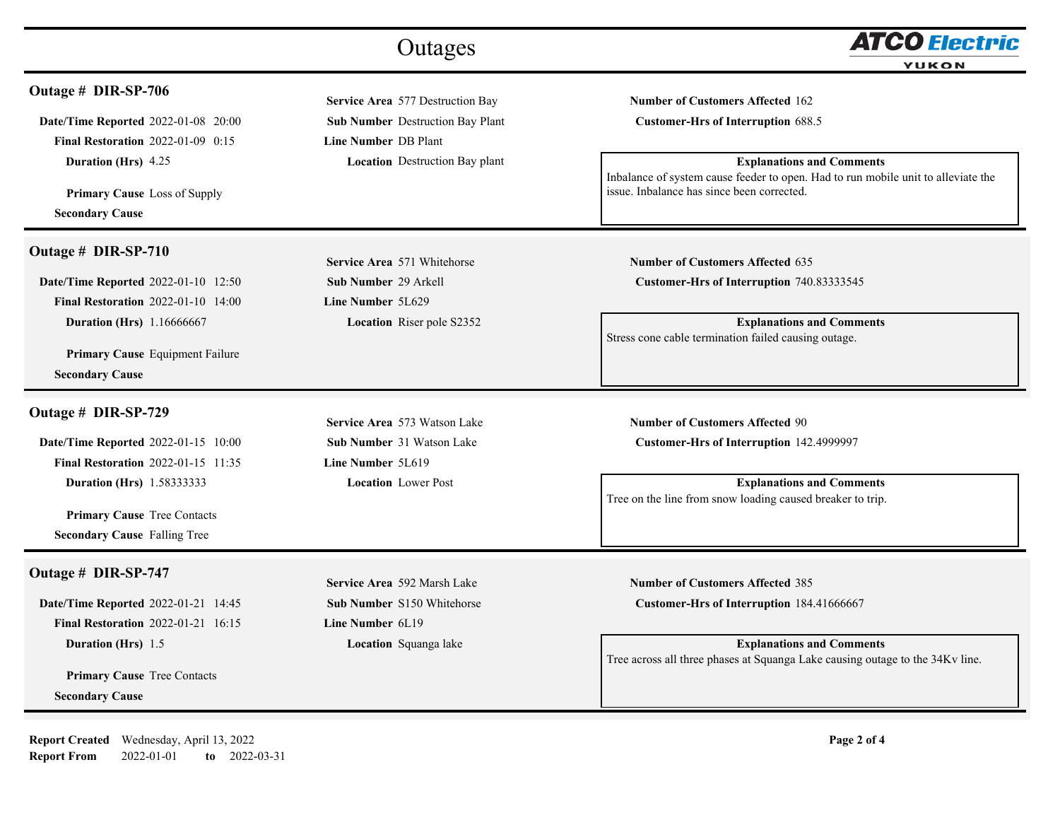# Outages

## Outage # DIR-SP-706

**Date/Time Reported** 2022-01-08 20:00
**Final Restoration** 2022-01-09 0:15
**Duration (Hrs)** 4.25

**Primary Cause** Loss of Supply
**Secondary Cause**

**Service Area** 577 Destruction Bay
**Sub Number** Destruction Bay Plant
**Line Number** DB Plant
**Location** Destruction Bay plant

**Number of Customers Affected** 162
**Customer-Hrs of Interruption** 688.5

**Explanations and Comments**
Inbalance of system cause feeder to open. Had to run mobile unit to alleviate the issue. Inbalance has since been corrected.

## Outage # DIR-SP-710

**Date/Time Reported** 2022-01-10 12:50
**Final Restoration** 2022-01-10 14:00
**Duration (Hrs)** 1.16666667

**Primary Cause** Equipment Failure
**Secondary Cause**

**Service Area** 571 Whitehorse
**Sub Number** 29 Arkell
**Line Number** 5L629
**Location** Riser pole S2352

**Number of Customers Affected** 635
**Customer-Hrs of Interruption** 740.83333545

**Explanations and Comments**
Stress cone cable termination failed causing outage.

## Outage # DIR-SP-729

**Date/Time Reported** 2022-01-15 10:00
**Final Restoration** 2022-01-15 11:35
**Duration (Hrs)** 1.58333333

**Primary Cause** Tree Contacts
**Secondary Cause** Falling Tree

**Service Area** 573 Watson Lake
**Sub Number** 31 Watson Lake
**Line Number** 5L619
**Location** Lower Post

**Number of Customers Affected** 90
**Customer-Hrs of Interruption** 142.4999997

**Explanations and Comments**
Tree on the line from snow loading caused breaker to trip.

## Outage # DIR-SP-747

**Date/Time Reported** 2022-01-21 14:45
**Final Restoration** 2022-01-21 16:15
**Duration (Hrs)** 1.5

**Primary Cause** Tree Contacts
**Secondary Cause**

**Service Area** 592 Marsh Lake
**Sub Number** S150 Whitehorse
**Line Number** 6L19
**Location** Squanga lake

**Number of Customers Affected** 385
**Customer-Hrs of Interruption** 184.41666667

**Explanations and Comments**
Tree across all three phases at Squanga Lake causing outage to the 34Kv line.

**Report Created** Wednesday, April 13, 2022
**Report From** 2022-01-01 **to** 2022-03-31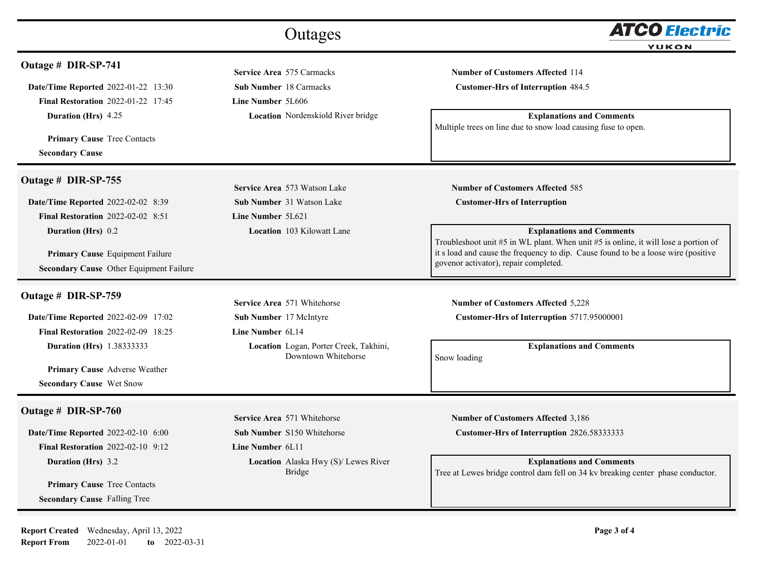# Outages

## Outage # DIR-SP-741

**Date/Time Reported** 2022-01-22 13:30
**Final Restoration** 2022-01-22 17:45
**Duration (Hrs)** 4.25

**Primary Cause** Tree Contacts
**Secondary Cause**

**Service Area** 575 Carmacks
**Sub Number** 18 Carmacks
**Line Number** 5L606
**Location** Nordenskiold River bridge

**Number of Customers Affected** 114
**Customer-Hrs of Interruption** 484.5

**Explanations and Comments**
Multiple trees on line due to snow load causing fuse to open.

## Outage # DIR-SP-755

**Date/Time Reported** 2022-02-02 8:39
**Final Restoration** 2022-02-02 8:51
**Duration (Hrs)** 0.2

**Primary Cause** Equipment Failure
**Secondary Cause** Other Equipment Failure

**Service Area** 573 Watson Lake
**Sub Number** 31 Watson Lake
**Line Number** 5L621
**Location** 103 Kilowatt Lane

**Number of Customers Affected** 585
**Customer-Hrs of Interruption**

**Explanations and Comments**
Troubleshoot unit #5 in WL plant. When unit #5 is online, it will lose a portion of it s load and cause the frequency to dip. Cause found to be a loose wire (positive govenor activator), repair completed.

## Outage # DIR-SP-759

**Date/Time Reported** 2022-02-09 17:02
**Final Restoration** 2022-02-09 18:25
**Duration (Hrs)** 1.38333333

**Primary Cause** Adverse Weather
**Secondary Cause** Wet Snow

**Service Area** 571 Whitehorse
**Sub Number** 17 McIntyre
**Line Number** 6L14
**Location** Logan, Porter Creek, Takhini, Downtown Whitehorse

**Number of Customers Affected** 5,228
**Customer-Hrs of Interruption** 5717.95000001

**Explanations and Comments**
Snow loading

## Outage # DIR-SP-760

**Date/Time Reported** 2022-02-10 6:00
**Final Restoration** 2022-02-10 9:12
**Duration (Hrs)** 3.2

**Primary Cause** Tree Contacts
**Secondary Cause** Falling Tree

**Service Area** 571 Whitehorse
**Sub Number** S150 Whitehorse
**Line Number** 6L11
**Location** Alaska Hwy (S)/ Lewes River Bridge

**Number of Customers Affected** 3,186
**Customer-Hrs of Interruption** 2826.58333333

**Explanations and Comments**
Tree at Lewes bridge control dam fell on 34 kv breaking center phase conductor.

**Report Created** Wednesday, April 13, 2022
**Report From** 2022-01-01 **to** 2022-03-31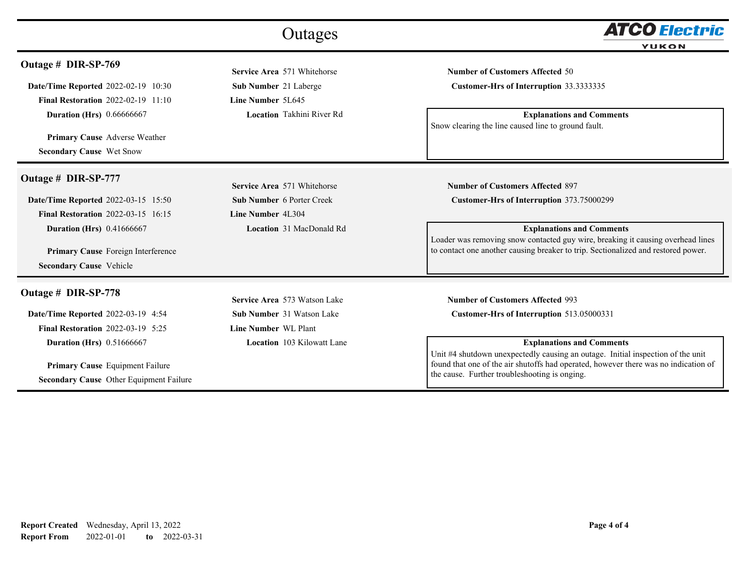# Outages

ATCO Electric YUKON

## Outage # DIR-SP-769

**Date/Time Reported** 2022-02-19 10:30
**Final Restoration** 2022-02-19 11:10
**Duration (Hrs)** 0.66666667

**Primary Cause** Adverse Weather
**Secondary Cause** Wet Snow

**Service Area** 571 Whitehorse
**Sub Number** 21 Laberge
**Line Number** 5L645
**Location** Takhini River Rd

**Number of Customers Affected** 50
**Customer-Hrs of Interruption** 33.3333335

**Explanations and Comments**
Snow clearing the line caused line to ground fault.

## Outage # DIR-SP-777

**Date/Time Reported** 2022-03-15 15:50
**Final Restoration** 2022-03-15 16:15
**Duration (Hrs)** 0.41666667

**Primary Cause** Foreign Interference
**Secondary Cause** Vehicle

**Service Area** 571 Whitehorse
**Sub Number** 6 Porter Creek
**Line Number** 4L304
**Location** 31 MacDonald Rd

**Number of Customers Affected** 897
**Customer-Hrs of Interruption** 373.75000299

**Explanations and Comments**
Loader was removing snow contacted guy wire, breaking it causing overhead lines to contact one another causing breaker to trip. Sectionalized and restored power.

## Outage # DIR-SP-778

**Date/Time Reported** 2022-03-19 4:54
**Final Restoration** 2022-03-19 5:25
**Duration (Hrs)** 0.51666667

**Primary Cause** Equipment Failure
**Secondary Cause** Other Equipment Failure

**Service Area** 573 Watson Lake
**Sub Number** 31 Watson Lake
**Line Number** WL Plant
**Location** 103 Kilowatt Lane

**Number of Customers Affected** 993
**Customer-Hrs of Interruption** 513.05000331

**Explanations and Comments**
Unit #4 shutdown unexpectedly causing an outage. Initial inspection of the unit found that one of the air shutoffs had operated, however there was no indication of the cause. Further troubleshooting is onging.

**Report Created** Wednesday, April 13, 2022
**Report From** 2022-01-01 **to** 2022-03-31